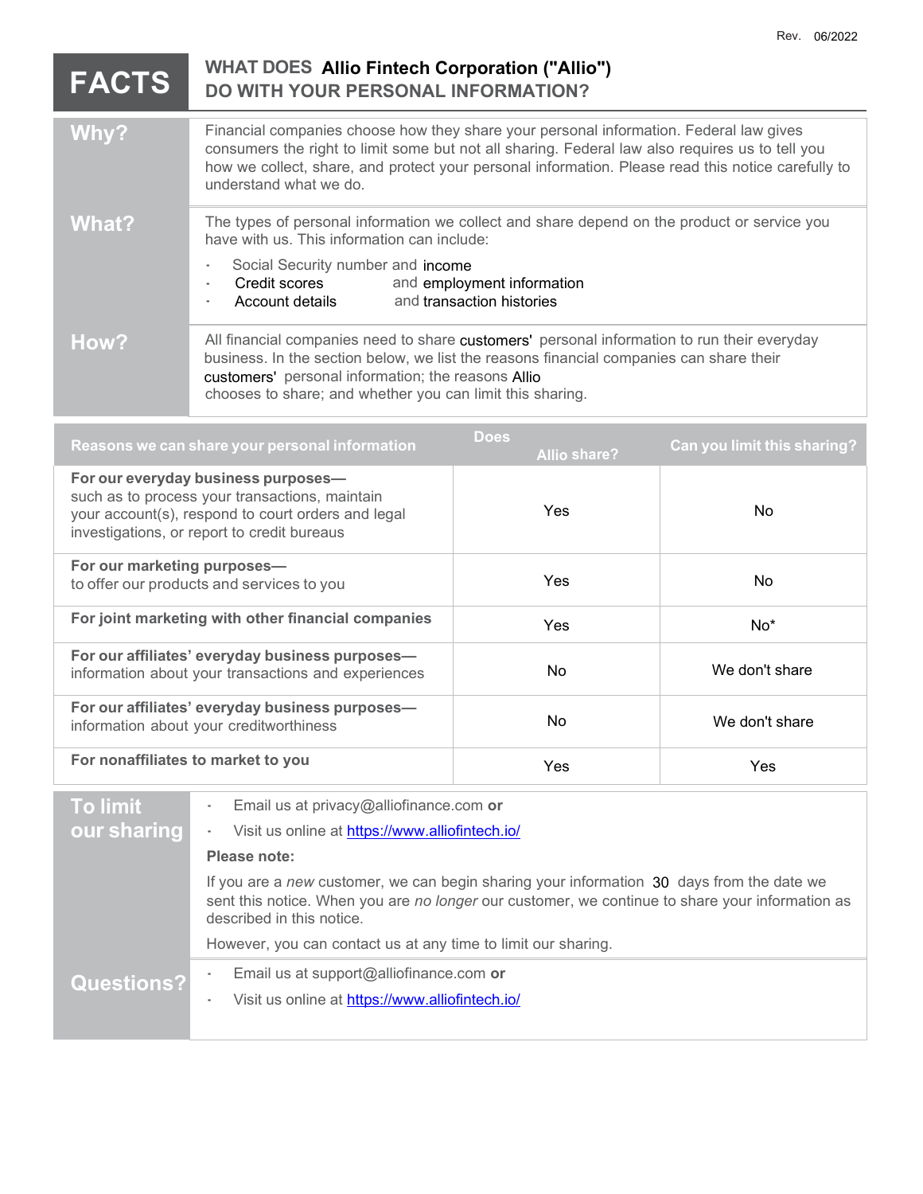Rev. 06/2022

# FACTS

## WHAT DOES Allio Fintech Corporation ("Allio") DO WITH YOUR PERSONAL INFORMATION?

| | |
|---|---|
| **Why?** | Financial companies choose how they share your personal information. Federal law gives consumers the right to limit some but not all sharing. Federal law also requires us to tell you how we collect, share, and protect your personal information. Please read this notice carefully to understand what we do. |
| **What?** | The types of personal information we collect and share depend on the product or service you have with us. This information can include:<br>· Social Security number and income<br>· Credit scores and employment information<br>· Account details and transaction histories |
| **How?** | All financial companies need to share customers' personal information to run their everyday business. In the section below, we list the reasons financial companies can share their customers' personal information; the reasons Allio chooses to share; and whether you can limit this sharing. |

| Reasons we can share your personal information | Does Allio share? | Can you limit this sharing? |
|---|---|---|
| **For our everyday business purposes—** such as to process your transactions, maintain your account(s), respond to court orders and legal investigations, or report to credit bureaus | Yes | No |
| **For our marketing purposes—** to offer our products and services to you | Yes | No |
| **For joint marketing with other financial companies** | Yes | No* |
| **For our affiliates' everyday business purposes—** information about your transactions and experiences | No | We don't share |
| **For our affiliates' everyday business purposes—** information about your creditworthiness | No | We don't share |
| **For nonaffiliates to market to you** | Yes | Yes |

| | |
|---|---|
| **To limit our sharing** | · Email us at privacy@alliofinance.com **or**<br>· Visit us online at https://www.alliofintech.io/<br><br>**Please note:**<br><br>If you are a *new* customer, we can begin sharing your information 30 days from the date we sent this notice. When you are *no longer* our customer, we continue to share your information as described in this notice.<br><br>However, you can contact us at any time to limit our sharing. |
| **Questions?** | · Email us at support@alliofinance.com **or**<br>· Visit us online at https://www.alliofintech.io/ |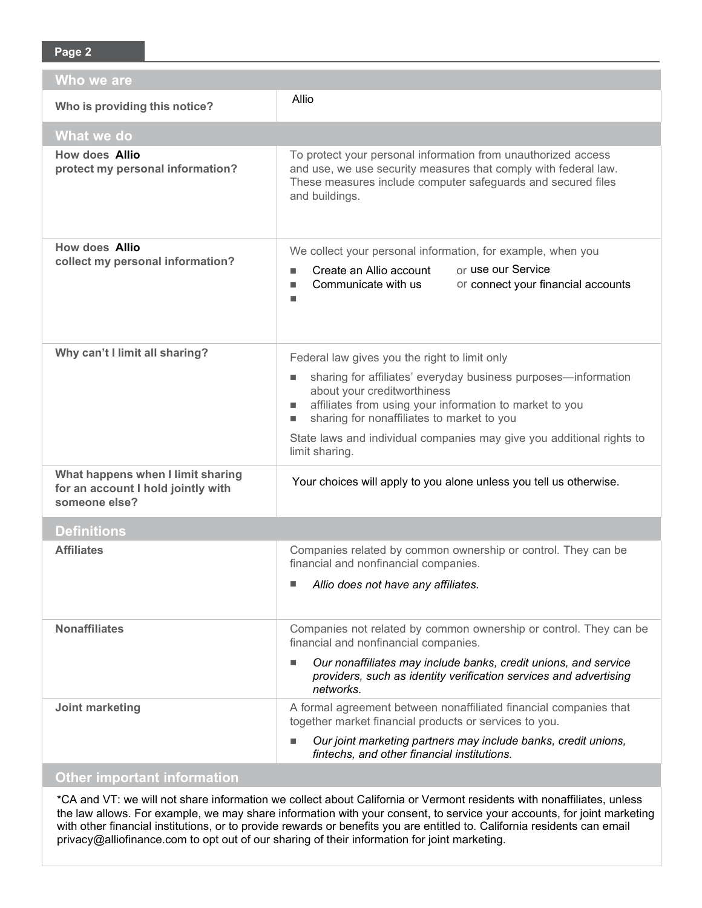## Who we are

| | |
|---|---|
| **Who is providing this notice?** | Allio |

## What we do

| | |
|---|---|
| **How does Allio protect my personal information?** | To protect your personal information from unauthorized access and use, we use security measures that comply with federal law. These measures include computer safeguards and secured files and buildings. |
| **How does Allio collect my personal information?** | We collect your personal information, for example, when you<br>■ Create an Allio account or use our Service<br>■ Communicate with us or connect your financial accounts<br>■ |
| **Why can't I limit all sharing?** | Federal law gives you the right to limit only<br>■ sharing for affiliates' everyday business purposes—information about your creditworthiness<br>■ affiliates from using your information to market to you<br>■ sharing for nonaffiliates to market to you<br>State laws and individual companies may give you additional rights to limit sharing. |
| **What happens when I limit sharing for an account I hold jointly with someone else?** | Your choices will apply to you alone unless you tell us otherwise. |

## Definitions

| | |
|---|---|
| **Affiliates** | Companies related by common ownership or control. They can be financial and nonfinancial companies.<br>■ *Allio does not have any affiliates.* |
| **Nonaffiliates** | Companies not related by common ownership or control. They can be financial and nonfinancial companies.<br>■ *Our nonaffiliates may include banks, credit unions, and service providers, such as identity verification services and advertising networks.* |
| **Joint marketing** | A formal agreement between nonaffiliated financial companies that together market financial products or services to you.<br>■ *Our joint marketing partners may include banks, credit unions, fintechs, and other financial institutions.* |

## Other important information

*CA and VT: we will not share information we collect about California or Vermont residents with nonaffiliates, unless the law allows. For example, we may share information with your consent, to service your accounts, for joint marketing with other financial institutions, or to provide rewards or benefits you are entitled to. California residents can email privacy@alliofinance.com to opt out of our sharing of their information for joint marketing.